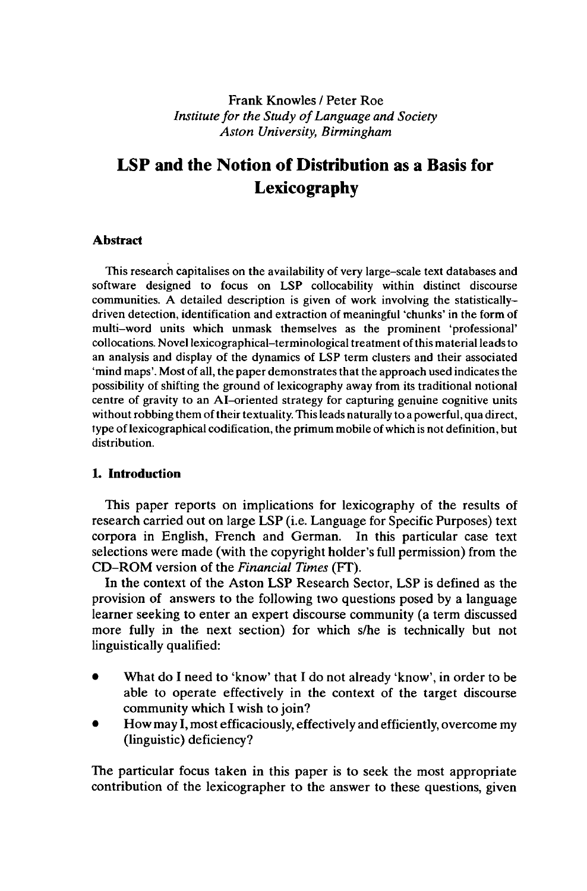Frank Knowles / Peter Roe
*Institute for the Study of Language and Society*
*Aston University, Birmingham*

# LSP and the Notion of Distribution as a Basis for Lexicography

## Abstract

This research capitalises on the availability of very large-scale text databases and software designed to focus on LSP collocability within distinct discourse communities. A detailed description is given of work involving the statistically-driven detection, identification and extraction of meaningful 'chunks' in the form of multi-word units which unmask themselves as the prominent 'professional' collocations. Novel lexicographical-terminological treatment of this material leads to an analysis and display of the dynamics of LSP term clusters and their associated 'mind maps'. Most of all, the paper demonstrates that the approach used indicates the possibility of shifting the ground of lexicography away from its traditional notional centre of gravity to an AI-oriented strategy for capturing genuine cognitive units without robbing them of their textuality. This leads naturally to a powerful, qua direct, type of lexicographical codification, the primum mobile of which is not definition, but distribution.

## 1. Introduction

This paper reports on implications for lexicography of the results of research carried out on large LSP (i.e. Language for Specific Purposes) text corpora in English, French and German. In this particular case text selections were made (with the copyright holder's full permission) from the CD-ROM version of the *Financial Times* (FT).

In the context of the Aston LSP Research Sector, LSP is defined as the provision of answers to the following two questions posed by a language learner seeking to enter an expert discourse community (a term discussed more fully in the next section) for which s/he is technically but not linguistically qualified:

- What do I need to 'know' that I do not already 'know', in order to be able to operate effectively in the context of the target discourse community which I wish to join?
- How may I, most efficaciously, effectively and efficiently, overcome my (linguistic) deficiency?

The particular focus taken in this paper is to seek the most appropriate contribution of the lexicographer to the answer to these questions, given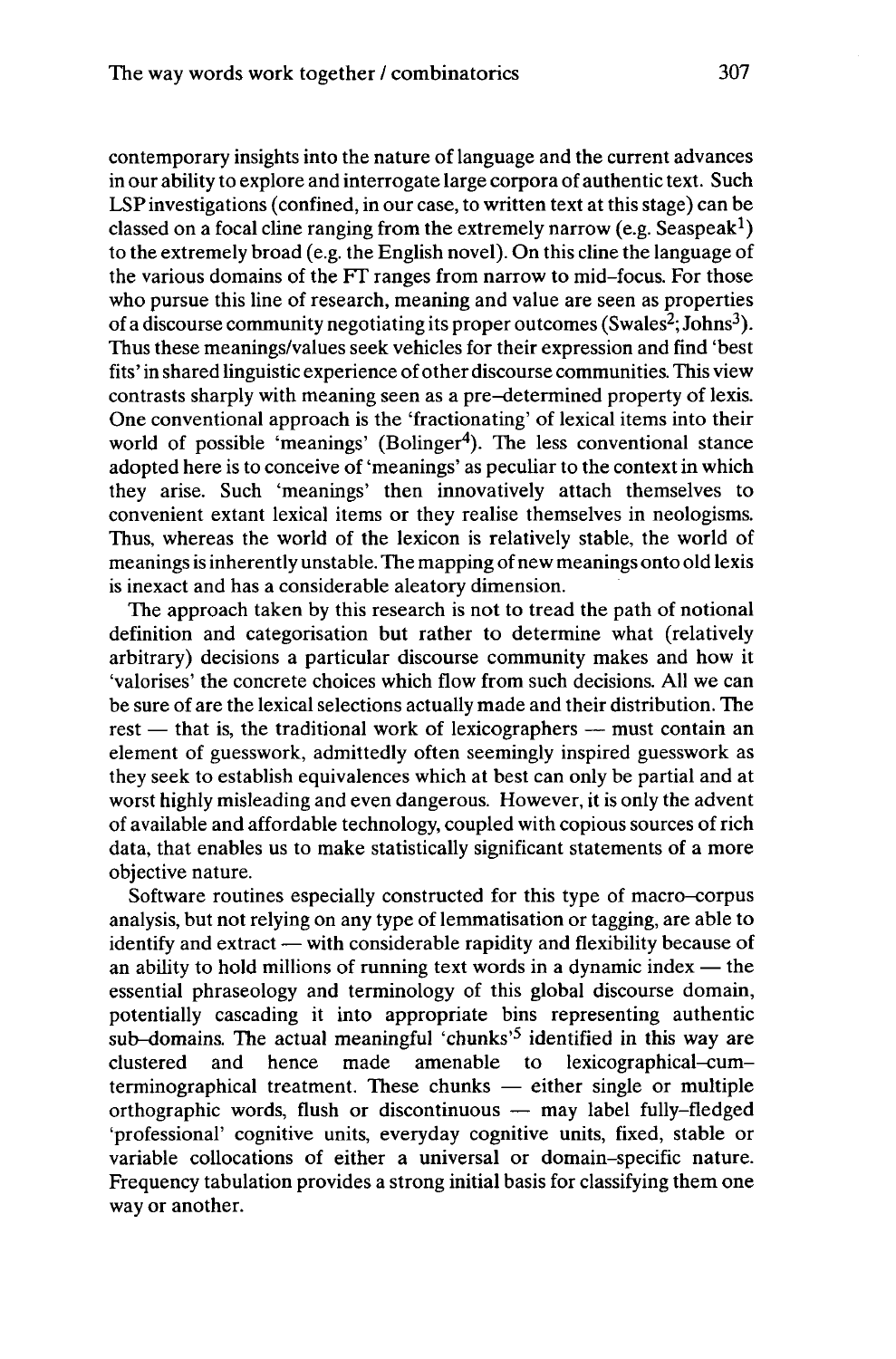contemporary insights into the nature of language and the current advances in our ability to explore and interrogate large corpora of authentic text. Such LSP investigations (confined, in our case, to written text at this stage) can be classed on a focal cline ranging from the extremely narrow (e.g. Seaspeak[1]) to the extremely broad (e.g. the English novel). On this cline the language of the various domains of the FT ranges from narrow to mid–focus. For those who pursue this line of research, meaning and value are seen as properties of a discourse community negotiating its proper outcomes (Swales[2]; Johns[3]). Thus these meanings/values seek vehicles for their expression and find 'best fits' in shared linguistic experience of other discourse communities. This view contrasts sharply with meaning seen as a pre–determined property of lexis. One conventional approach is the 'fractionating' of lexical items into their world of possible 'meanings' (Bolinger[4]). The less conventional stance adopted here is to conceive of 'meanings' as peculiar to the context in which they arise. Such 'meanings' then innovatively attach themselves to convenient extant lexical items or they realise themselves in neologisms. Thus, whereas the world of the lexicon is relatively stable, the world of meanings is inherently unstable. The mapping of new meanings onto old lexis is inexact and has a considerable aleatory dimension.

The approach taken by this research is not to tread the path of notional definition and categorisation but rather to determine what (relatively arbitrary) decisions a particular discourse community makes and how it 'valorises' the concrete choices which flow from such decisions. All we can be sure of are the lexical selections actually made and their distribution. The rest — that is, the traditional work of lexicographers — must contain an element of guesswork, admittedly often seemingly inspired guesswork as they seek to establish equivalences which at best can only be partial and at worst highly misleading and even dangerous. However, it is only the advent of available and affordable technology, coupled with copious sources of rich data, that enables us to make statistically significant statements of a more objective nature.

Software routines especially constructed for this type of macro–corpus analysis, but not relying on any type of lemmatisation or tagging, are able to identify and extract — with considerable rapidity and flexibility because of an ability to hold millions of running text words in a dynamic index — the essential phraseology and terminology of this global discourse domain, potentially cascading it into appropriate bins representing authentic sub–domains. The actual meaningful 'chunks'[5] identified in this way are clustered and hence made amenable to lexicographical–cum–terminographical treatment. These chunks — either single or multiple orthographic words, flush or discontinuous — may label fully–fledged 'professional' cognitive units, everyday cognitive units, fixed, stable or variable collocations of either a universal or domain–specific nature. Frequency tabulation provides a strong initial basis for classifying them one way or another.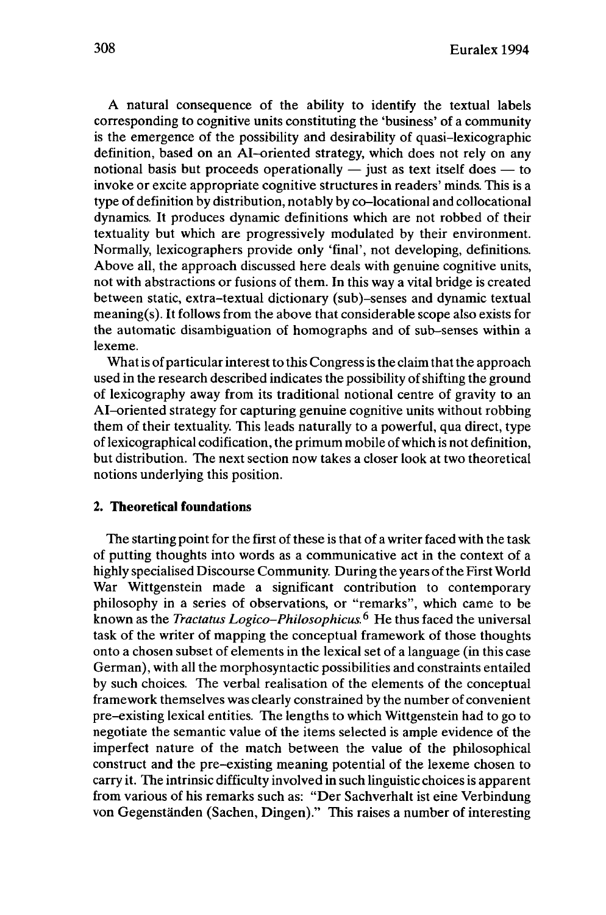A natural consequence of the ability to identify the textual labels corresponding to cognitive units constituting the 'business' of a community is the emergence of the possibility and desirability of quasi-lexicographic definition, based on an AI-oriented strategy, which does not rely on any notional basis but proceeds operationally — just as text itself does — to invoke or excite appropriate cognitive structures in readers' minds. This is a type of definition by distribution, notably by co-locational and collocational dynamics. It produces dynamic definitions which are not robbed of their textuality but which are progressively modulated by their environment. Normally, lexicographers provide only 'final', not developing, definitions. Above all, the approach discussed here deals with genuine cognitive units, not with abstractions or fusions of them. In this way a vital bridge is created between static, extra-textual dictionary (sub)-senses and dynamic textual meaning(s). It follows from the above that considerable scope also exists for the automatic disambiguation of homographs and of sub-senses within a lexeme.

What is of particular interest to this Congress is the claim that the approach used in the research described indicates the possibility of shifting the ground of lexicography away from its traditional notional centre of gravity to an AI-oriented strategy for capturing genuine cognitive units without robbing them of their textuality. This leads naturally to a powerful, qua direct, type of lexicographical codification, the primum mobile of which is not definition, but distribution. The next section now takes a closer look at two theoretical notions underlying this position.

## 2. Theoretical foundations

The starting point for the first of these is that of a writer faced with the task of putting thoughts into words as a communicative act in the context of a highly specialised Discourse Community. During the years of the First World War Wittgenstein made a significant contribution to contemporary philosophy in a series of observations, or "remarks", which came to be known as the *Tractatus Logico-Philosophicus*.[6] He thus faced the universal task of the writer of mapping the conceptual framework of those thoughts onto a chosen subset of elements in the lexical set of a language (in this case German), with all the morphosyntactic possibilities and constraints entailed by such choices. The verbal realisation of the elements of the conceptual framework themselves was clearly constrained by the number of convenient pre-existing lexical entities. The lengths to which Wittgenstein had to go to negotiate the semantic value of the items selected is ample evidence of the imperfect nature of the match between the value of the philosophical construct and the pre-existing meaning potential of the lexeme chosen to carry it. The intrinsic difficulty involved in such linguistic choices is apparent from various of his remarks such as: "Der Sachverhalt ist eine Verbindung von Gegenständen (Sachen, Dingen)." This raises a number of interesting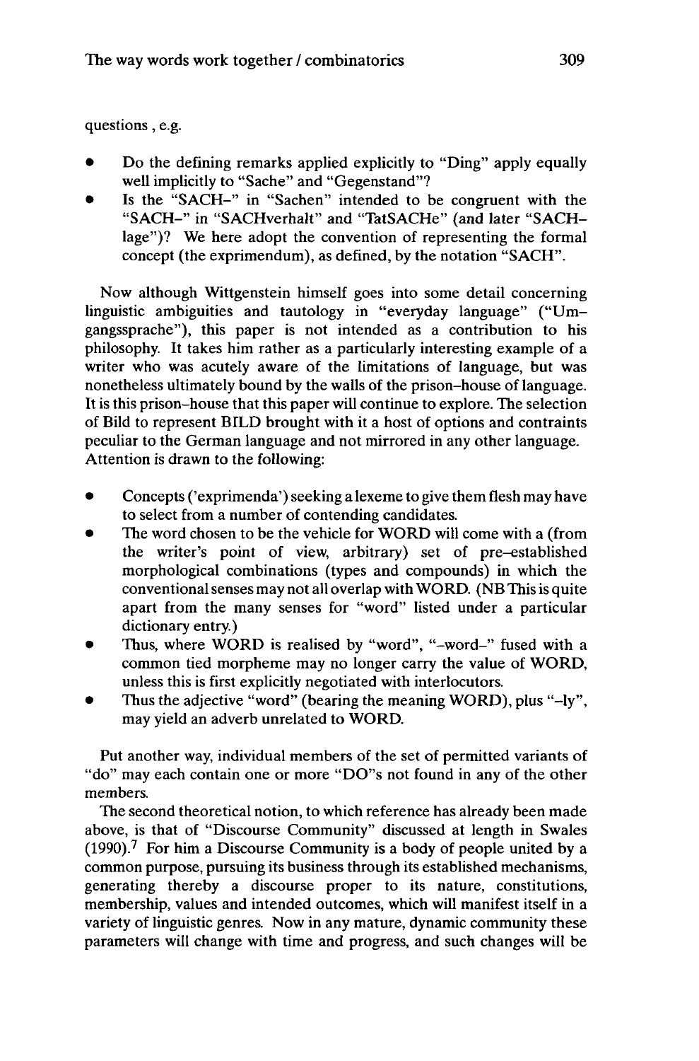questions , e.g.

- Do the defining remarks applied explicitly to "Ding" apply equally well implicitly to "Sache" and "Gegenstand"?
- Is the "SACH–" in "Sachen" intended to be congruent with the "SACH–" in "SACHverhalt" and "TatSACHe" (and later "SACH–lage")? We here adopt the convention of representing the formal concept (the exprimendum), as defined, by the notation "SACH".

Now although Wittgenstein himself goes into some detail concerning linguistic ambiguities and tautology in "everyday language" ("Um–gangssprache"), this paper is not intended as a contribution to his philosophy. It takes him rather as a particularly interesting example of a writer who was acutely aware of the limitations of language, but was nonetheless ultimately bound by the walls of the prison–house of language. It is this prison–house that this paper will continue to explore. The selection of Bild to represent BILD brought with it a host of options and contraints peculiar to the German language and not mirrored in any other language. Attention is drawn to the following:

- Concepts ('exprimenda') seeking a lexeme to give them flesh may have to select from a number of contending candidates.
- The word chosen to be the vehicle for WORD will come with a (from the writer's point of view, arbitrary) set of pre–established morphological combinations (types and compounds) in which the conventional senses may not all overlap with WORD. (NB This is quite apart from the many senses for "word" listed under a particular dictionary entry.)
- Thus, where WORD is realised by "word", "–word–" fused with a common tied morpheme may no longer carry the value of WORD, unless this is first explicitly negotiated with interlocutors.
- Thus the adjective "word" (bearing the meaning WORD), plus "–ly", may yield an adverb unrelated to WORD.

Put another way, individual members of the set of permitted variants of "do" may each contain one or more "DO"s not found in any of the other members.

The second theoretical notion, to which reference has already been made above, is that of "Discourse Community" discussed at length in Swales (1990).[7] For him a Discourse Community is a body of people united by a common purpose, pursuing its business through its established mechanisms, generating thereby a discourse proper to its nature, constitutions, membership, values and intended outcomes, which will manifest itself in a variety of linguistic genres. Now in any mature, dynamic community these parameters will change with time and progress, and such changes will be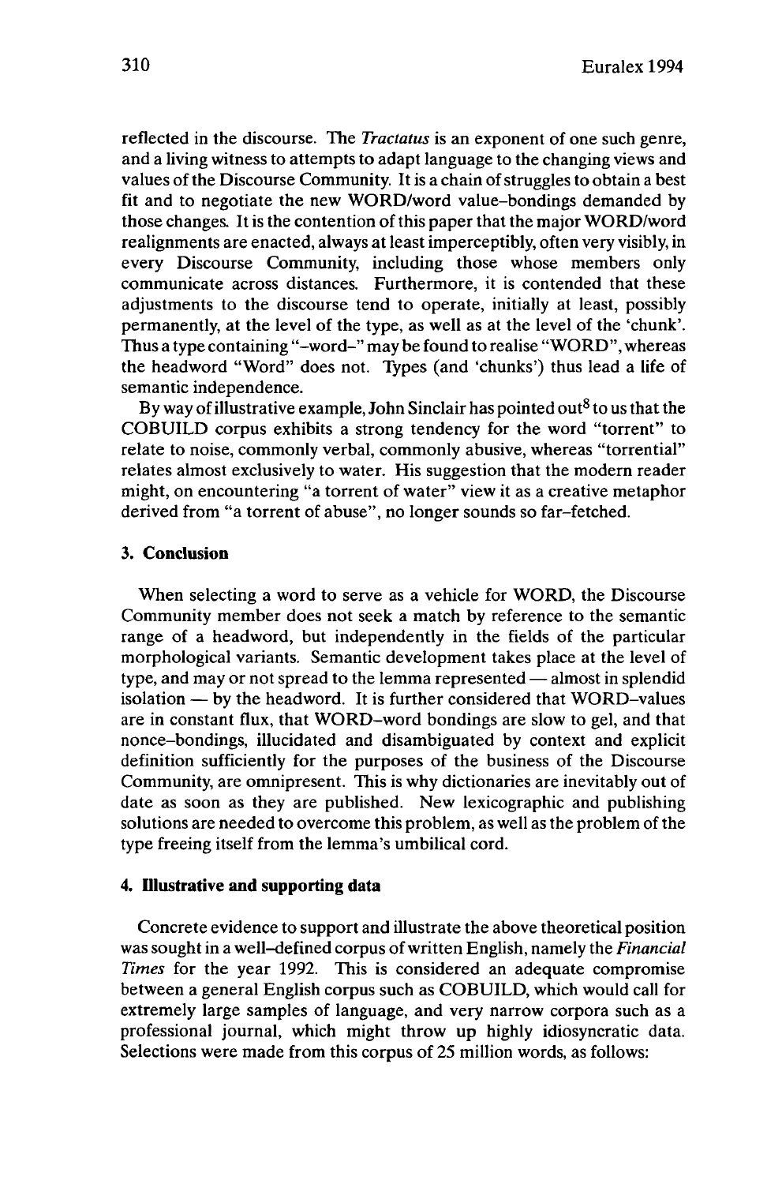reflected in the discourse. The *Tractatus* is an exponent of one such genre, and a living witness to attempts to adapt language to the changing views and values of the Discourse Community. It is a chain of struggles to obtain a best fit and to negotiate the new WORD/word value–bondings demanded by those changes. It is the contention of this paper that the major WORD/word realignments are enacted, always at least imperceptibly, often very visibly, in every Discourse Community, including those whose members only communicate across distances. Furthermore, it is contended that these adjustments to the discourse tend to operate, initially at least, possibly permanently, at the level of the type, as well as at the level of the 'chunk'. Thus a type containing "–word–" may be found to realise "WORD", whereas the headword "Word" does not. Types (and 'chunks') thus lead a life of semantic independence.

By way of illustrative example, John Sinclair has pointed out[8] to us that the COBUILD corpus exhibits a strong tendency for the word "torrent" to relate to noise, commonly verbal, commonly abusive, whereas "torrential" relates almost exclusively to water. His suggestion that the modern reader might, on encountering "a torrent of water" view it as a creative metaphor derived from "a torrent of abuse", no longer sounds so far–fetched.

## 3. Conclusion

When selecting a word to serve as a vehicle for WORD, the Discourse Community member does not seek a match by reference to the semantic range of a headword, but independently in the fields of the particular morphological variants. Semantic development takes place at the level of type, and may or not spread to the lemma represented — almost in splendid isolation — by the headword. It is further considered that WORD–values are in constant flux, that WORD–word bondings are slow to gel, and that nonce–bondings, illucidated and disambiguated by context and explicit definition sufficiently for the purposes of the business of the Discourse Community, are omnipresent. This is why dictionaries are inevitably out of date as soon as they are published. New lexicographic and publishing solutions are needed to overcome this problem, as well as the problem of the type freeing itself from the lemma's umbilical cord.

## 4. Illustrative and supporting data

Concrete evidence to support and illustrate the above theoretical position was sought in a well–defined corpus of written English, namely the *Financial Times* for the year 1992. This is considered an adequate compromise between a general English corpus such as COBUILD, which would call for extremely large samples of language, and very narrow corpora such as a professional journal, which might throw up highly idiosyncratic data. Selections were made from this corpus of 25 million words, as follows: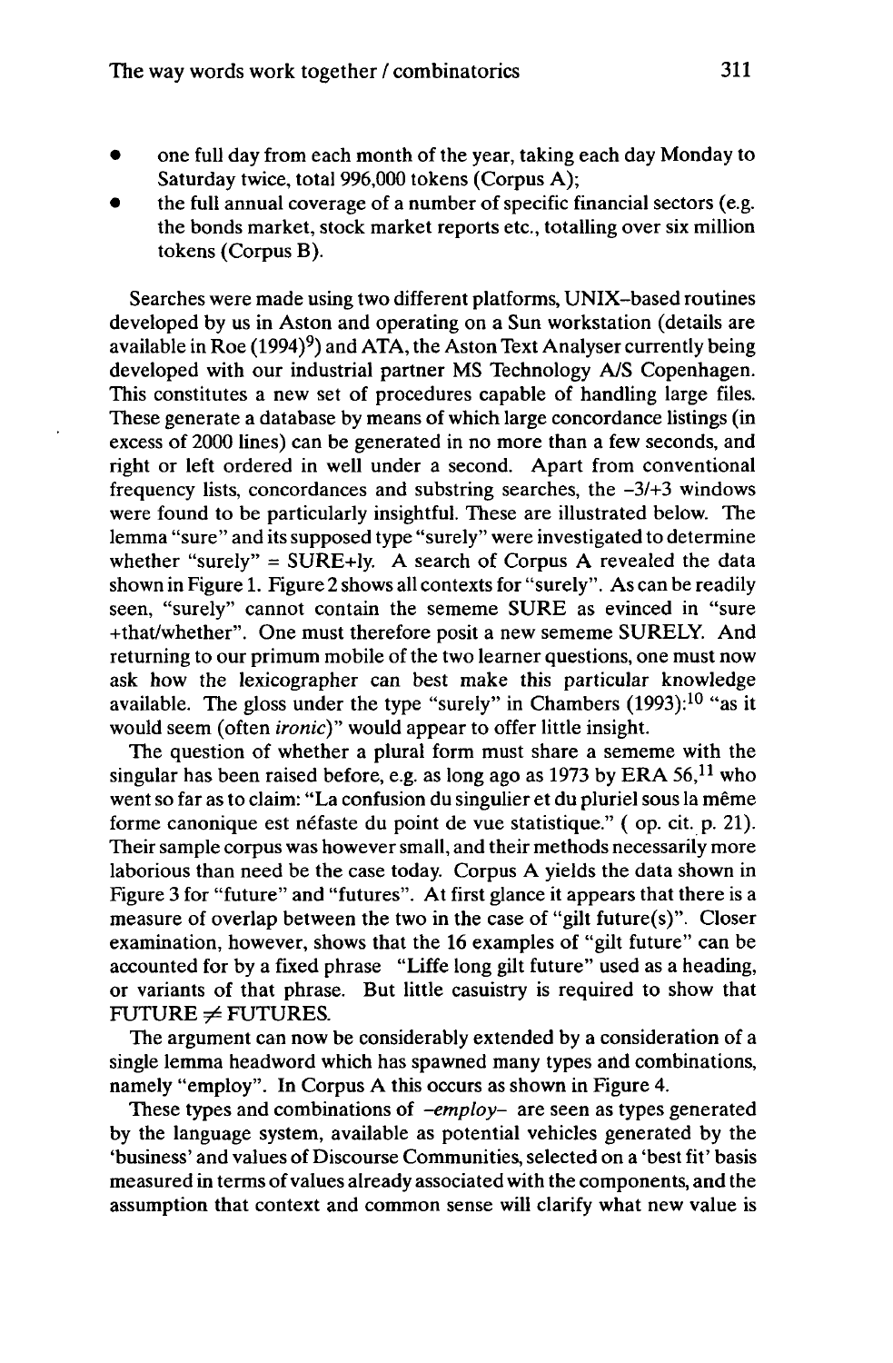- one full day from each month of the year, taking each day Monday to Saturday twice, total 996,000 tokens (Corpus A);
- the full annual coverage of a number of specific financial sectors (e.g. the bonds market, stock market reports etc., totalling over six million tokens (Corpus B).

Searches were made using two different platforms, UNIX-based routines developed by us in Aston and operating on a Sun workstation (details are available in Roe (1994)[9]) and ATA, the Aston Text Analyser currently being developed with our industrial partner MS Technology A/S Copenhagen. This constitutes a new set of procedures capable of handling large files. These generate a database by means of which large concordance listings (in excess of 2000 lines) can be generated in no more than a few seconds, and right or left ordered in well under a second. Apart from conventional frequency lists, concordances and substring searches, the -3/+3 windows were found to be particularly insightful. These are illustrated below. The lemma "sure" and its supposed type "surely" were investigated to determine whether "surely" = SURE+ly. A search of Corpus A revealed the data shown in Figure 1. Figure 2 shows all contexts for "surely". As can be readily seen, "surely" cannot contain the sememe SURE as evinced in "sure +that/whether". One must therefore posit a new sememe SURELY. And returning to our primum mobile of the two learner questions, one must now ask how the lexicographer can best make this particular knowledge available. The gloss under the type "surely" in Chambers (1993):[10] "as it would seem (often *ironic*)" would appear to offer little insight.

The question of whether a plural form must share a sememe with the singular has been raised before, e.g. as long ago as 1973 by ERA 56,[11] who went so far as to claim: "La confusion du singulier et du pluriel sous la même forme canonique est néfaste du point de vue statistique." ( op. cit. p. 21). Their sample corpus was however small, and their methods necessarily more laborious than need be the case today. Corpus A yields the data shown in Figure 3 for "future" and "futures". At first glance it appears that there is a measure of overlap between the two in the case of "gilt future(s)". Closer examination, however, shows that the 16 examples of "gilt future" can be accounted for by a fixed phrase "Liffe long gilt future" used as a heading, or variants of that phrase. But little casuistry is required to show that FUTURE $\neq$ FUTURES.

The argument can now be considerably extended by a consideration of a single lemma headword which has spawned many types and combinations, namely "employ". In Corpus A this occurs as shown in Figure 4.

These types and combinations of *-employ-* are seen as types generated by the language system, available as potential vehicles generated by the 'business' and values of Discourse Communities, selected on a 'best fit' basis measured in terms of values already associated with the components, and the assumption that context and common sense will clarify what new value is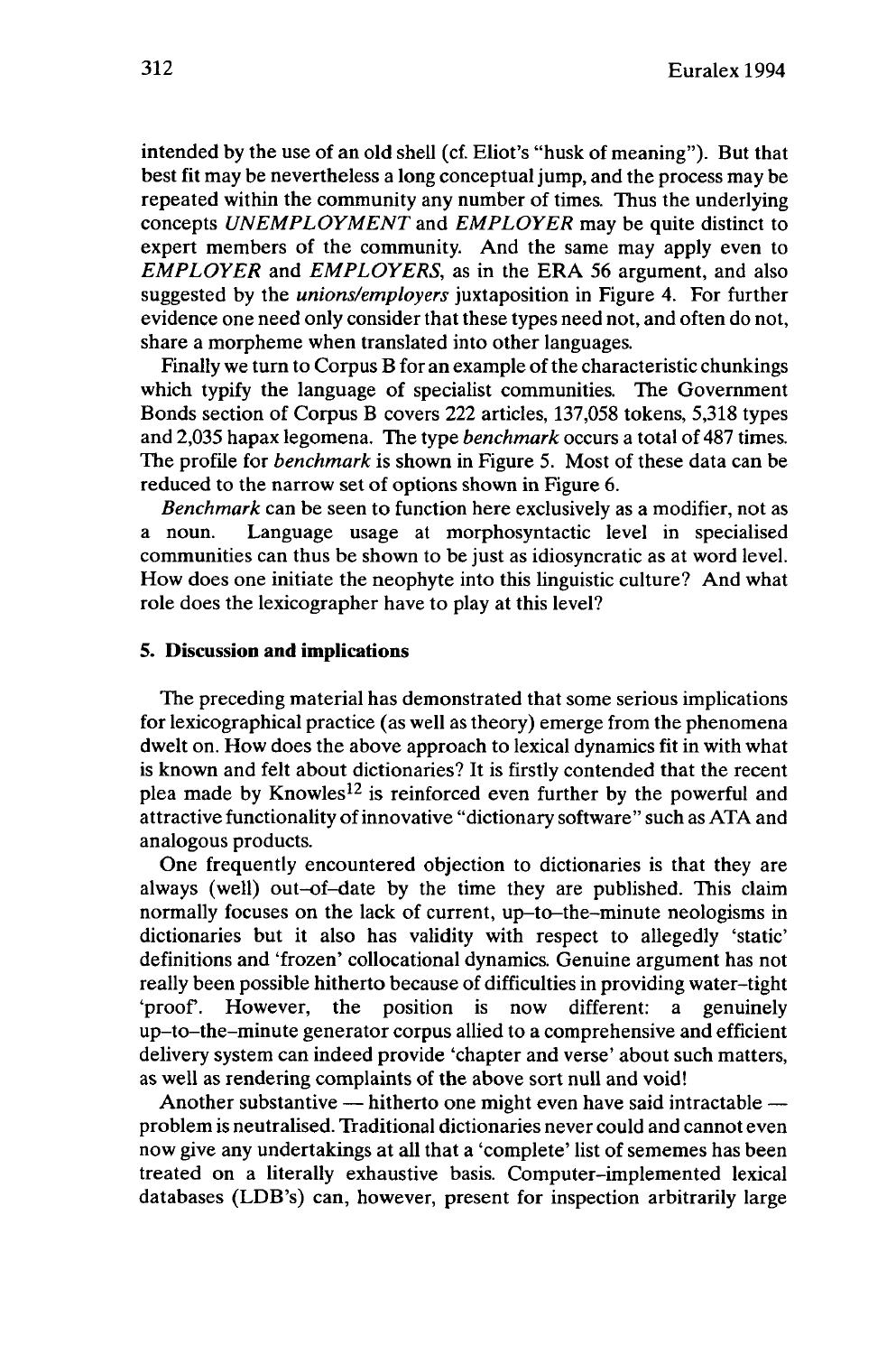intended by the use of an old shell (cf. Eliot's "husk of meaning"). But that best fit may be nevertheless a long conceptual jump, and the process may be repeated within the community any number of times. Thus the underlying concepts *UNEMPLOYMENT* and *EMPLOYER* may be quite distinct to expert members of the community. And the same may apply even to *EMPLOYER* and *EMPLOYERS*, as in the ERA 56 argument, and also suggested by the *unions/employers* juxtaposition in Figure 4. For further evidence one need only consider that these types need not, and often do not, share a morpheme when translated into other languages.

Finally we turn to Corpus B for an example of the characteristic chunkings which typify the language of specialist communities. The Government Bonds section of Corpus B covers 222 articles, 137,058 tokens, 5,318 types and 2,035 hapax legomena. The type *benchmark* occurs a total of 487 times. The profile for *benchmark* is shown in Figure 5. Most of these data can be reduced to the narrow set of options shown in Figure 6.

*Benchmark* can be seen to function here exclusively as a modifier, not as a noun. Language usage at morphosyntactic level in specialised communities can thus be shown to be just as idiosyncratic as at word level. How does one initiate the neophyte into this linguistic culture? And what role does the lexicographer have to play at this level?

## 5. Discussion and implications

The preceding material has demonstrated that some serious implications for lexicographical practice (as well as theory) emerge from the phenomena dwelt on. How does the above approach to lexical dynamics fit in with what is known and felt about dictionaries? It is firstly contended that the recent plea made by Knowles[12] is reinforced even further by the powerful and attractive functionality of innovative "dictionary software" such as ATA and analogous products.

One frequently encountered objection to dictionaries is that they are always (well) out–of–date by the time they are published. This claim normally focuses on the lack of current, up–to–the–minute neologisms in dictionaries but it also has validity with respect to allegedly 'static' definitions and 'frozen' collocational dynamics. Genuine argument has not really been possible hitherto because of difficulties in providing water–tight 'proof'. However, the position is now different: a genuinely up–to–the–minute generator corpus allied to a comprehensive and efficient delivery system can indeed provide 'chapter and verse' about such matters, as well as rendering complaints of the above sort null and void!

Another substantive — hitherto one might even have said intractable — problem is neutralised. Traditional dictionaries never could and cannot even now give any undertakings at all that a 'complete' list of sememes has been treated on a literally exhaustive basis. Computer–implemented lexical databases (LDB's) can, however, present for inspection arbitrarily large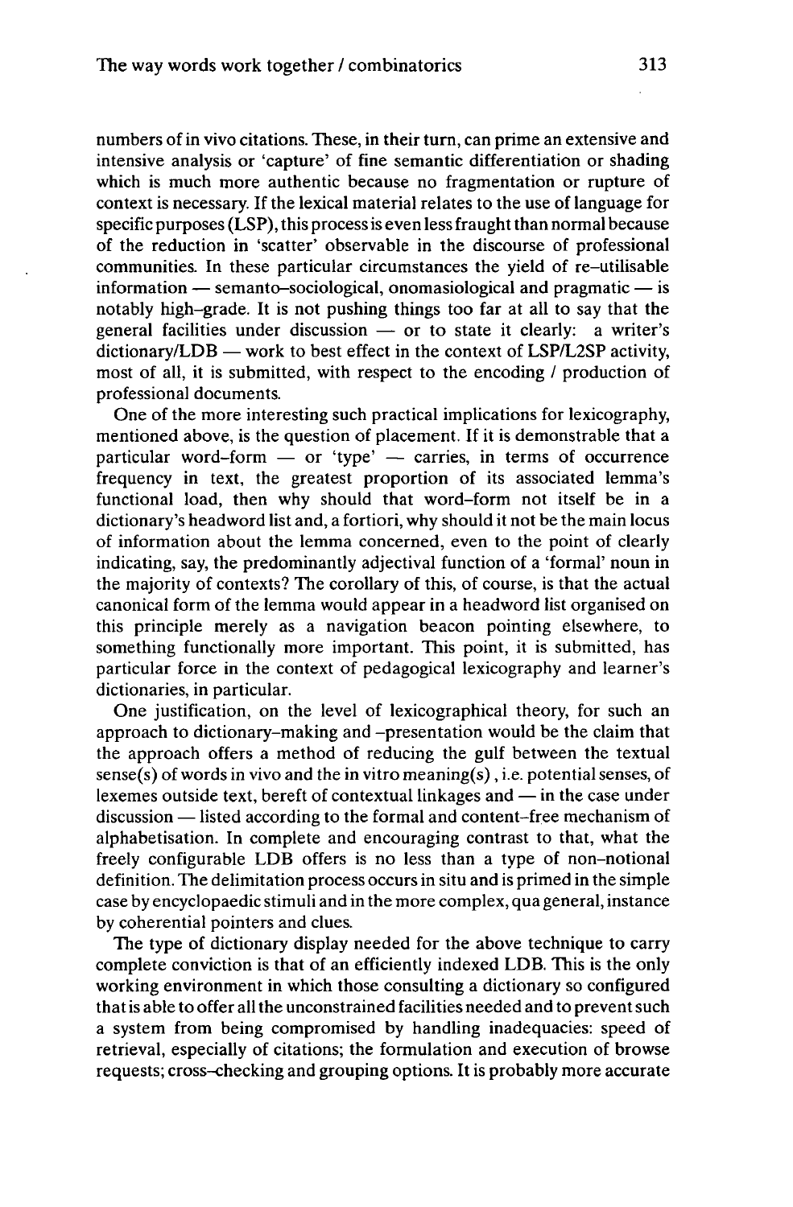numbers of in vivo citations. These, in their turn, can prime an extensive and intensive analysis or 'capture' of fine semantic differentiation or shading which is much more authentic because no fragmentation or rupture of context is necessary. If the lexical material relates to the use of language for specific purposes (LSP), this process is even less fraught than normal because of the reduction in 'scatter' observable in the discourse of professional communities. In these particular circumstances the yield of re-utilisable information — semanto-sociological, onomasiological and pragmatic — is notably high-grade. It is not pushing things too far at all to say that the general facilities under discussion — or to state it clearly: a writer's dictionary/LDB — work to best effect in the context of LSP/L2SP activity, most of all, it is submitted, with respect to the encoding / production of professional documents.

One of the more interesting such practical implications for lexicography, mentioned above, is the question of placement. If it is demonstrable that a particular word-form — or 'type' — carries, in terms of occurrence frequency in text, the greatest proportion of its associated lemma's functional load, then why should that word-form not itself be in a dictionary's headword list and, a fortiori, why should it not be the main locus of information about the lemma concerned, even to the point of clearly indicating, say, the predominantly adjectival function of a 'formal' noun in the majority of contexts? The corollary of this, of course, is that the actual canonical form of the lemma would appear in a headword list organised on this principle merely as a navigation beacon pointing elsewhere, to something functionally more important. This point, it is submitted, has particular force in the context of pedagogical lexicography and learner's dictionaries, in particular.

One justification, on the level of lexicographical theory, for such an approach to dictionary-making and -presentation would be the claim that the approach offers a method of reducing the gulf between the textual sense(s) of words in vivo and the in vitro meaning(s), i.e. potential senses, of lexemes outside text, bereft of contextual linkages and — in the case under discussion — listed according to the formal and content-free mechanism of alphabetisation. In complete and encouraging contrast to that, what the freely configurable LDB offers is no less than a type of non-notional definition. The delimitation process occurs in situ and is primed in the simple case by encyclopaedic stimuli and in the more complex, qua general, instance by coherential pointers and clues.

The type of dictionary display needed for the above technique to carry complete conviction is that of an efficiently indexed LDB. This is the only working environment in which those consulting a dictionary so configured that is able to offer all the unconstrained facilities needed and to prevent such a system from being compromised by handling inadequacies: speed of retrieval, especially of citations; the formulation and execution of browse requests; cross-checking and grouping options. It is probably more accurate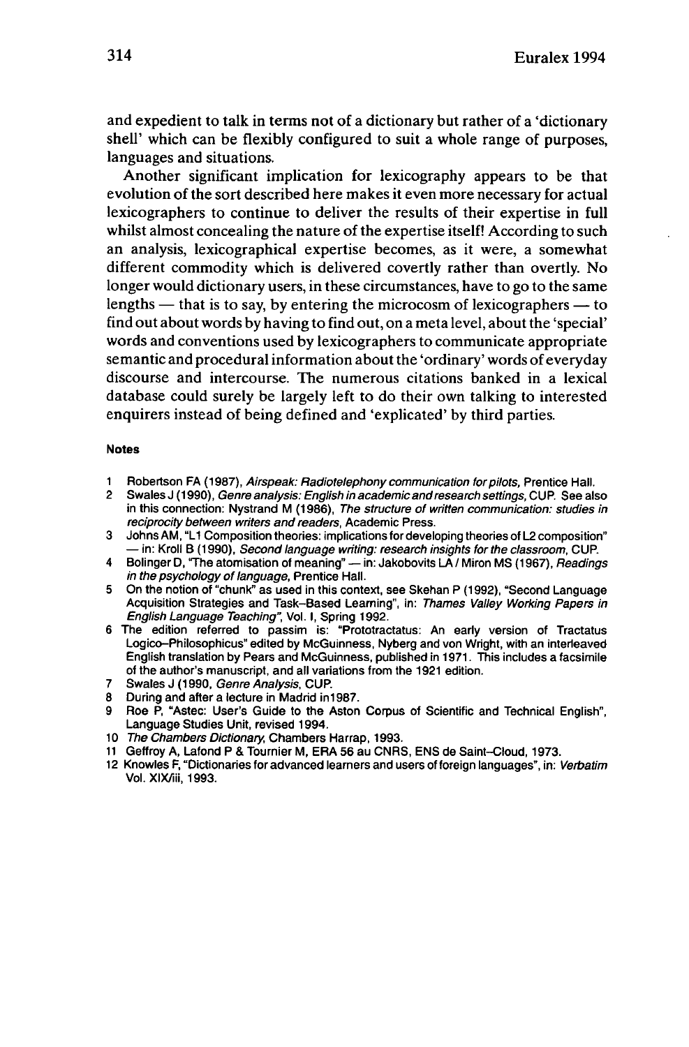and expedient to talk in terms not of a dictionary but rather of a 'dictionary shell' which can be flexibly configured to suit a whole range of purposes, languages and situations.

Another significant implication for lexicography appears to be that evolution of the sort described here makes it even more necessary for actual lexicographers to continue to deliver the results of their expertise in full whilst almost concealing the nature of the expertise itself! According to such an analysis, lexicographical expertise becomes, as it were, a somewhat different commodity which is delivered covertly rather than overtly. No longer would dictionary users, in these circumstances, have to go to the same lengths — that is to say, by entering the microcosm of lexicographers — to find out about words by having to find out, on a meta level, about the 'special' words and conventions used by lexicographers to communicate appropriate semantic and procedural information about the 'ordinary' words of everyday discourse and intercourse. The numerous citations banked in a lexical database could surely be largely left to do their own talking to interested enquirers instead of being defined and 'explicated' by third parties.

#### Notes

1. Robertson FA (1987), *Airspeak: Radiotelephony communication for pilots*, Prentice Hall.
2. Swales J (1990), *Genre analysis: English in academic and research settings*, CUP. See also in this connection: Nystrand M (1986), *The structure of written communication: studies in reciprocity between writers and readers*, Academic Press.
3. Johns AM, "L1 Composition theories: implications for developing theories of L2 composition" — in: Kroll B (1990), *Second language writing: research insights for the classroom*, CUP.
4. Bolinger D, "The atomisation of meaning" — in: Jakobovits LA / Miron MS (1967), *Readings in the psychology of language*, Prentice Hall.
5. On the notion of "chunk" as used in this context, see Skehan P (1992), "Second Language Acquisition Strategies and Task-Based Learning", in: *Thames Valley Working Papers in English Language Teaching"*, Vol. I, Spring 1992.
6. The edition referred to passim is: "Prototractatus: An early version of Tractatus Logico-Philosophicus" edited by McGuinness, Nyberg and von Wright, with an interleaved English translation by Pears and McGuinness, published in 1971. This includes a facsimile of the author's manuscript, and all variations from the 1921 edition.
7. Swales J (1990, *Genre Analysis*, CUP.
8. During and after a lecture in Madrid in1987.
9. Roe P, "Astec: User's Guide to the Aston Corpus of Scientific and Technical English", Language Studies Unit, revised 1994.
10. *The Chambers Dictionary*, Chambers Harrap, 1993.
11. Geffroy A, Lafond P & Tournier M, ERA 56 au CNRS, ENS de Saint-Cloud, 1973.
12. Knowles F, "Dictionaries for advanced learners and users of foreign languages", in: *Verbatim* Vol. XIX/iii, 1993.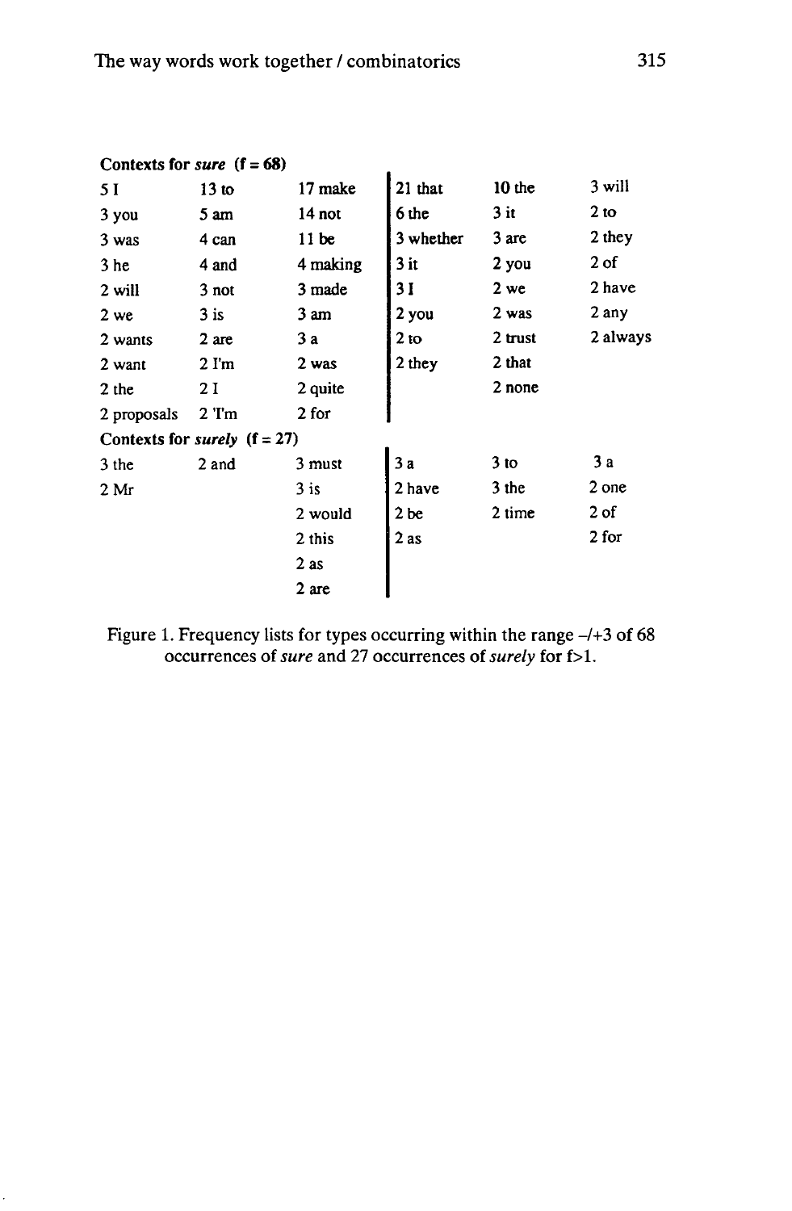**Contexts for *sure* (f = 68)**

| -3 | -2 | -1 | +1 | +2 | +3 |
|---|---|---|---|---|---|
| 5 I | 13 to | 17 make | 21 that | 10 the | 3 will |
| 3 you | 5 am | 14 not | 6 the | 3 it | 2 to |
| 3 was | 4 can | 11 be | 3 whether | 3 are | 2 they |
| 3 he | 4 and | 4 making | 3 it | 2 you | 2 of |
| 2 will | 3 not | 3 made | 3 I | 2 we | 2 have |
| 2 we | 3 is | 3 am | 2 you | 2 was | 2 any |
| 2 wants | 2 are | 3 a | 2 to | 2 trust | 2 always |
| 2 want | 2 I'm | 2 was | 2 they | 2 that | |
| 2 the | 2 I | 2 quite | | 2 none | |
| 2 proposals | 2 'I'm | 2 for | | | |

**Contexts for *surely* (f = 27)**

| -3 | -2 | -1 | +1 | +2 | +3 |
|---|---|---|---|---|---|
| 3 the | 2 and | 3 must | 3 a | 3 to | 3 a |
| 2 Mr | | 3 is | 2 have | 3 the | 2 one |
| | | 2 would | 2 be | 2 time | 2 of |
| | | 2 this | 2 as | | 2 for |
| | | 2 as | | | |
| | | 2 are | | | |

Figure 1. Frequency lists for types occurring within the range –/+3 of 68 occurrences of *sure* and 27 occurrences of *surely* for f>1.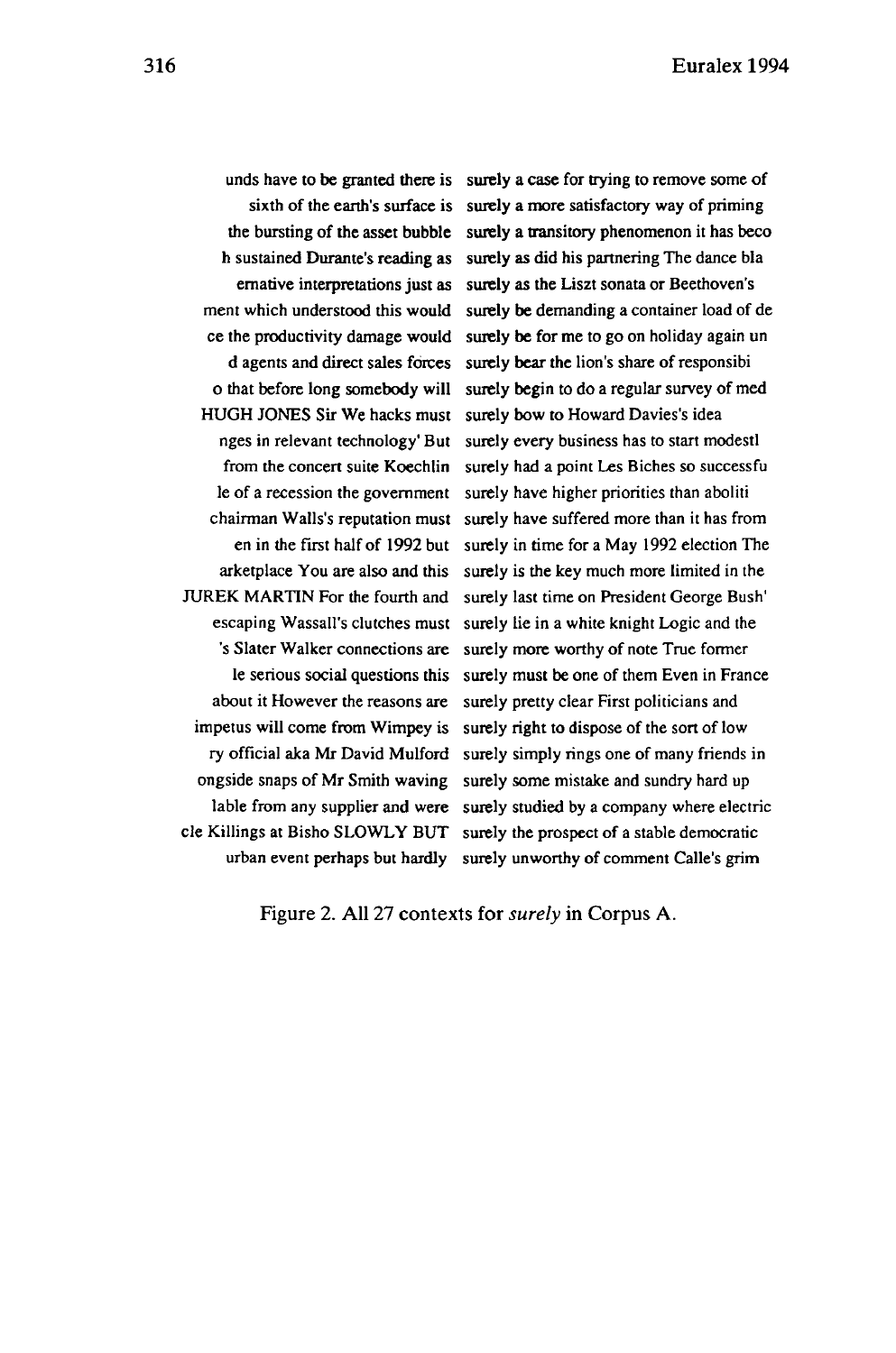| | |
|---:|:---|
| unds have to be granted there is | surely a case for trying to remove some of |
| sixth of the earth's surface is | surely a more satisfactory way of priming |
| the bursting of the asset bubble | surely a transitory phenomenon it has beco |
| h sustained Durante's reading as | surely as did his partnering The dance bla |
| emative interpretations just as | surely as the Liszt sonata or Beethoven's |
| ment which understood this would | surely be demanding a container load of de |
| ce the productivity damage would | surely be for me to go on holiday again un |
| d agents and direct sales forces | surely bear the lion's share of responsibi |
| o that before long somebody will | surely begin to do a regular survey of med |
| HUGH JONES Sir We hacks must | surely bow to Howard Davies's idea |
| nges in relevant technology' But | surely every business has to start modestl |
| from the concert suite Koechlin | surely had a point Les Biches so successfu |
| le of a recession the government | surely have higher priorities than aboliti |
| chairman Walls's reputation must | surely have suffered more than it has from |
| en in the first half of 1992 but | surely in time for a May 1992 election The |
| arketplace You are also and this | surely is the key much more limited in the |
| JUREK MARTIN For the fourth and | surely last time on President George Bush' |
| escaping Wassall's clutches must | surely lie in a white knight Logic and the |
| 's Slater Walker connections are | surely more worthy of note True former |
| le serious social questions this | surely must be one of them Even in France |
| about it However the reasons are | surely pretty clear First politicians and |
| impetus will come from Wimpey is | surely right to dispose of the sort of low |
| ry official aka Mr David Mulford | surely simply rings one of many friends in |
| ongside snaps of Mr Smith waving | surely some mistake and sundry hard up |
| lable from any supplier and were | surely studied by a company where electric |
| cle Killings at Bisho SLOWLY BUT | surely the prospect of a stable democratic |
| urban event perhaps but hardly | surely unworthy of comment Calle's grim |

Figure 2. All 27 contexts for *surely* in Corpus A.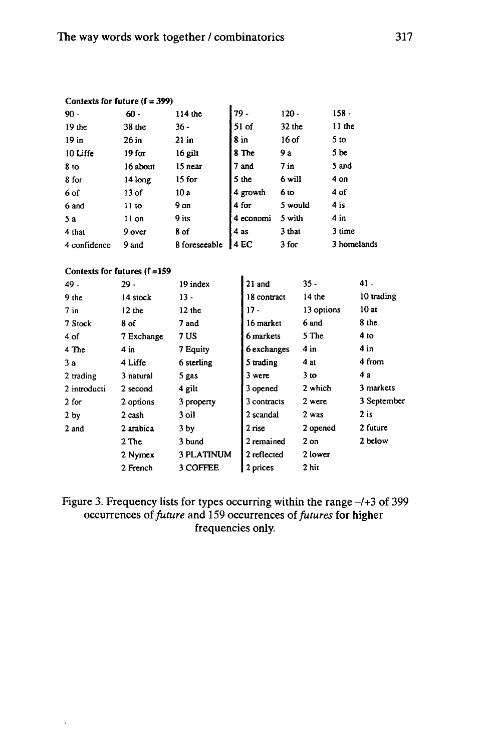**Contexts for future (f = 399)**

| | | | | | |
|---|---|---|---|---|---|
| 90 - | 60 - | 114 the | 79 - | 120 - | 158 - |
| 19 the | 38 the | 36 - | 51 of | 32 the | 11 the |
| 19 in | 26 in | 21 in | 8 in | 16 of | 5 to |
| 10 Liffe | 19 for | 16 gilt | 8 The | 9 a | 5 be |
| 8 to | 16 about | 15 near | 7 and | 7 in | 5 and |
| 8 for | 14 long | 15 for | 5 the | 6 will | 4 on |
| 6 of | 13 of | 10 a | 4 growth | 6 to | 4 of |
| 6 and | 11 to | 9 on | 4 for | 5 would | 4 is |
| 5 a | 11 on | 9 its | 4 economi | 5 with | 4 in |
| 4 that | 9 over | 8 of | 4 as | 3 that | 3 time |
| 4 confidence | 9 and | 8 foreseeable | 4 EC | 3 for | 3 homelands |

**Contexts for futures (f =159**

| | | | | | |
|---|---|---|---|---|---|
| 49 - | 29 - | 19 index | 21 and | 35 - | 41 - |
| 9 the | 14 stock | 13 - | 18 contract | 14 the | 10 trading |
| 7 in | 12 the | 12 the | 17 - | 13 options | 10 at |
| 7 Stock | 8 of | 7 and | 16 market | 6 and | 8 the |
| 4 of | 7 Exchange | 7 US | 6 markets | 5 The | 4 to |
| 4 The | 4 in | 7 Equity | 6 exchanges | 4 in | 4 in |
| 3 a | 4 Liffe | 6 sterling | 5 trading | 4 at | 4 from |
| 2 trading | 3 natural | 5 gas | 3 were | 3 to | 4 a |
| 2 introducti | 2 second | 4 gilt | 3 opened | 2 which | 3 markets |
| 2 for | 2 options | 3 property | 3 contracts | 2 were | 3 September |
| 2 by | 2 cash | 3 oil | 2 scandal | 2 was | 2 is |
| 2 and | 2 arabica | 3 by | 2 rise | 2 opened | 2 future |
| | 2 The | 3 bund | 2 remained | 2 on | 2 below |
| | 2 Nymex | 3 PLATINUM | 2 reflected | 2 lower | |
| | 2 French | 3 COFFEE | 2 prices | 2 hit | |

Figure 3. Frequency lists for types occurring within the range –/+3 of 399 occurrences of *future* and 159 occurrences of *futures* for higher frequencies only.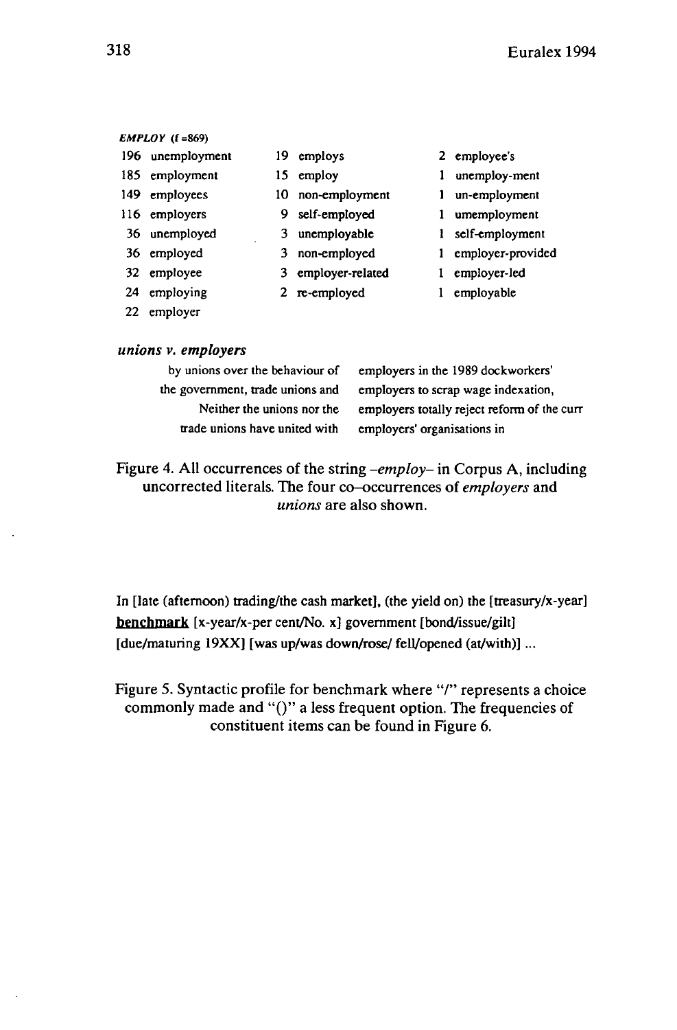***EMPLOY* (f =869)**

| | | |
|---|---|---|
| 196 unemployment | 19 employs | 2 employee's |
| 185 employment | 15 employ | 1 unemploy-ment |
| 149 employees | 10 non-employment | 1 un-employment |
| 116 employers | 9 self-employed | 1 umemployment |
| 36 unemployed | 3 unemployable | 1 self-employment |
| 36 employed | 3 non-employed | 1 employer-provided |
| 32 employee | 3 employer-related | 1 employer-led |
| 24 employing | 2 re-employed | 1 employable |
| 22 employer | | |

***unions v. employers***

| | |
|---|---|
| by unions over the behaviour of | employers in the 1989 dockworkers' |
| the government, trade unions and | employers to scrap wage indexation, |
| Neither the unions nor the | employers totally reject reform of the curr |
| trade unions have united with | employers' organisations in |

Figure 4. All occurrences of the string *–employ–* in Corpus A, including uncorrected literals. The four co–occurrences of *employers* and *unions* are also shown.

In [late (afternoon) trading/the cash market], (the yield on) the [treasury/x-year] **benchmark** [x-year/x-per cent/No. x] government [bond/issue/gilt] [due/maturing 19XX] [was up/was down/rose/ fell/opened (at/with)] ...

Figure 5. Syntactic profile for benchmark where "/" represents a choice commonly made and "()" a less frequent option. The frequencies of constituent items can be found in Figure 6.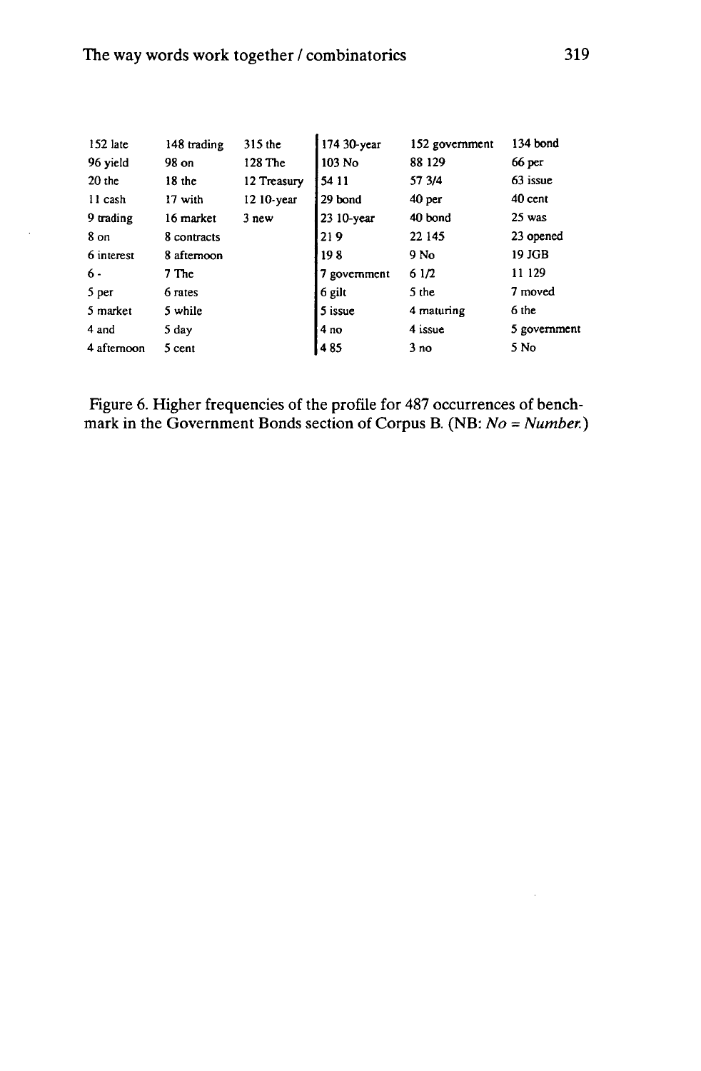| | | | | | |
|---|---|---|---|---|---|
| 152 late | 148 trading | 315 the | 174 30-year | 152 government | 134 bond |
| 96 yield | 98 on | 128 The | 103 No | 88 129 | 66 per |
| 20 the | 18 the | 12 Treasury | 54 11 | 57 3/4 | 63 issue |
| 11 cash | 17 with | 12 10-year | 29 bond | 40 per | 40 cent |
| 9 trading | 16 market | 3 new | 23 10-year | 40 bond | 25 was |
| 8 on | 8 contracts | | 21 9 | 22 145 | 23 opened |
| 6 interest | 8 afternoon | | 19 8 | 9 No | 19 JGB |
| 6 - | 7 The | | 7 government | 6 1/2 | 11 129 |
| 5 per | 6 rates | | 6 gilt | 5 the | 7 moved |
| 5 market | 5 while | | 5 issue | 4 maturing | 6 the |
| 4 and | 5 day | | 4 no | 4 issue | 5 government |
| 4 afternoon | 5 cent | | 4 85 | 3 no | 5 No |

Figure 6. Higher frequencies of the profile for 487 occurrences of benchmark in the Government Bonds section of Corpus B. (NB: *No* = *Number.*)